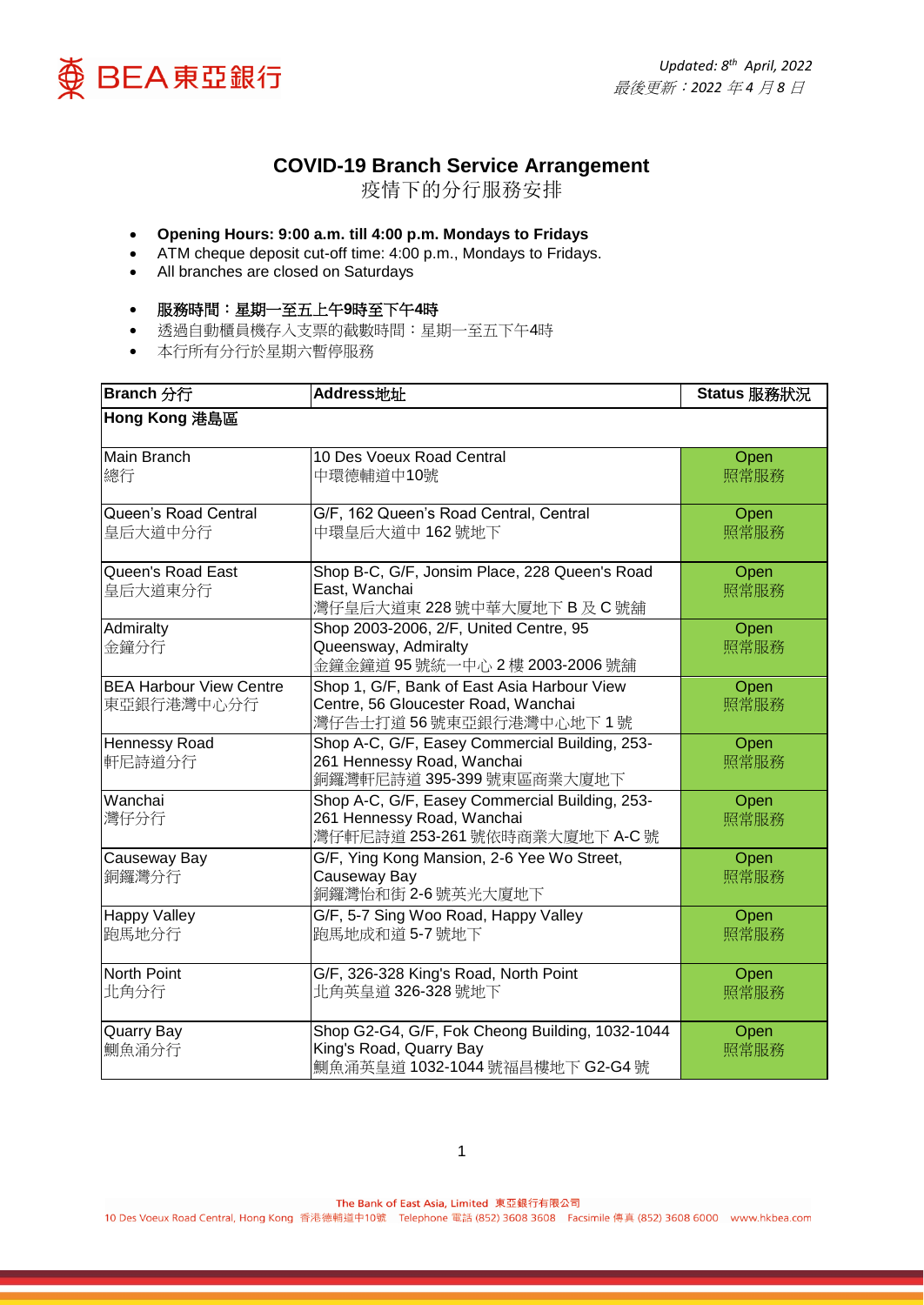*Updated: 8th April, 2022*
*最後更新：2022 年 4 月 8 日*

# COVID-19 Branch Service Arrangement
## 疫情下的分行服務安排

- **Opening Hours: 9:00 a.m. till 4:00 p.m. Mondays to Fridays**
- ATM cheque deposit cut-off time: 4:00 p.m., Mondays to Fridays.
- All branches are closed on Saturdays

- **服務時間：星期一至五上午9時至下午4時**
- 透過自動櫃員機存入支票的截數時間：星期一至五下午4時
- 本行所有分行於星期六暫停服務

| Branch 分行 | Address地址 | Status 服務狀況 |
|---|---|---|
| **Hong Kong 港島區** | | |
| Main Branch<br>總行 | 10 Des Voeux Road Central<br>中環德輔道中10號 | Open<br>照常服務 |
| Queen's Road Central<br>皇后大道中分行 | G/F, 162 Queen's Road Central, Central<br>中環皇后大道中 162 號地下 | Open<br>照常服務 |
| Queen's Road East<br>皇后大道東分行 | Shop B-C, G/F, Jonsim Place, 228 Queen's Road East, Wanchai<br>灣仔皇后大道東 228 號中華大廈地下 B 及 C 號舖 | Open<br>照常服務 |
| Admiralty<br>金鐘分行 | Shop 2003-2006, 2/F, United Centre, 95 Queensway, Admiralty<br>金鐘金鐘道 95 號統一中心 2 樓 2003-2006 號舖 | Open<br>照常服務 |
| BEA Harbour View Centre<br>東亞銀行港灣中心分行 | Shop 1, G/F, Bank of East Asia Harbour View Centre, 56 Gloucester Road, Wanchai<br>灣仔告士打道 56 號東亞銀行港灣中心地下 1 號 | Open<br>照常服務 |
| Hennessy Road<br>軒尼詩道分行 | Shop A-C, G/F, Easey Commercial Building, 253-261 Hennessy Road, Wanchai<br>銅鑼灣軒尼詩道 395-399 號東區商業大廈地下 | Open<br>照常服務 |
| Wanchai<br>灣仔分行 | Shop A-C, G/F, Easey Commercial Building, 253-261 Hennessy Road, Wanchai<br>灣仔軒尼詩道 253-261 號依時商業大廈地下 A-C 號 | Open<br>照常服務 |
| Causeway Bay<br>銅鑼灣分行 | G/F, Ying Kong Mansion, 2-6 Yee Wo Street, Causeway Bay<br>銅鑼灣怡和街 2-6 號英光大廈地下 | Open<br>照常服務 |
| Happy Valley<br>跑馬地分行 | G/F, 5-7 Sing Woo Road, Happy Valley<br>跑馬地成和道 5-7 號地下 | Open<br>照常服務 |
| North Point<br>北角分行 | G/F, 326-328 King's Road, North Point<br>北角英皇道 326-328 號地下 | Open<br>照常服務 |
| Quarry Bay<br>鰂魚涌分行 | Shop G2-G4, G/F, Fok Cheong Building, 1032-1044 King's Road, Quarry Bay<br>鰂魚涌英皇道 1032-1044 號福昌樓地下 G2-G4 號 | Open<br>照常服務 |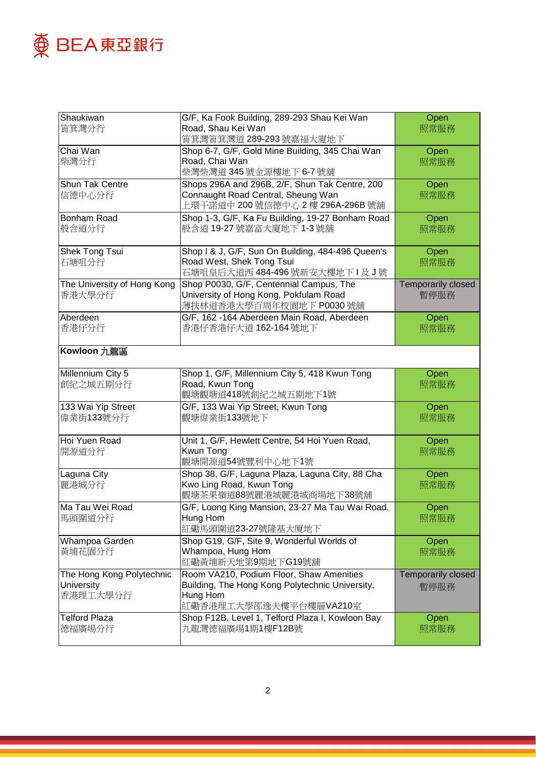| | | |
|---|---|---|
| Shaukiwan<br>筲箕灣分行 | G/F, Ka Fook Building, 289-293 Shau Kei Wan Road, Shau Kei Wan<br>筲箕灣筲箕灣道 289-293 號嘉福大廈地下 | Open<br>照常服務 |
| Chai Wan<br>柴灣分行 | Shop 6-7, G/F, Gold Mine Building, 345 Chai Wan Road, Chai Wan<br>柴灣柴灣道 345 號金源樓地下 6-7 號舖 | Open<br>照常服務 |
| Shun Tak Centre<br>信德中心分行 | Shops 296A and 296B, 2/F, Shun Tak Centre, 200 Connaught Road Central, Sheung Wan<br>上環干諾道中 200 號信德中心 2 樓 296A-296B 號舖 | Open<br>照常服務 |
| Bonham Road<br>般含道分行 | Shop 1-3, G/F, Ka Fu Building, 19-27 Bonham Road<br>般含道 19-27 號嘉富大廈地下 1-3 號舖 | Open<br>照常服務 |
| Shek Tong Tsui<br>石塘咀分行 | Shop I & J, G/F, Sun On Building, 484-496 Queen's Road West, Shek Tong Tsui<br>石塘咀皇后大道西 484-496 號新安大樓地下 I 及 J 號 | Open<br>照常服務 |
| The University of Hong Kong<br>香港大學分行 | Shop P0030, G/F, Centennial Campus, The University of Hong Kong, Pokfulam Road<br>薄扶林道香港大學百周年校園地下 P0030 號舖 | Temporarily closed<br>暫停服務 |
| Aberdeen<br>香港仔分行 | G/F, 162 -164 Aberdeen Main Road, Aberdeen<br>香港仔香港仔大道 162-164 號地下 | Open<br>照常服務 |
| **Kowloon 九龍區** | | |
| Millennium City 5<br>創紀之城五期分行 | Shop 1, G/F, Millennium City 5, 418 Kwun Tong Road, Kwun Tong<br>觀塘觀塘道418號創紀之城五期地下1號 | Open<br>照常服務 |
| 133 Wai Yip Street<br>偉業街133號分行 | G/F, 133 Wai Yip Street, Kwun Tong<br>觀塘偉業街133號地下 | Open<br>照常服務 |
| Hoi Yuen Road<br>開源道分行 | Unit 1, G/F, Hewlett Centre, 54 Hoi Yuen Road, Kwun Tong<br>觀塘開源道54號豐利中心地下1號 | Open<br>照常服務 |
| Laguna City<br>麗港城分行 | Shop 38, G/F, Laguna Plaza, Laguna City, 88 Cha Kwo Ling Road, Kwun Tong<br>觀塘茶果嶺道88號麗港城麗港城商場地下38號舖 | Open<br>照常服務 |
| Ma Tau Wei Road<br>馬頭圍道分行 | G/F, Loong King Mansion, 23-27 Ma Tau Wai Road, Hung Hom<br>紅磡馬頭圍道23-27號隆基大廈地下 | Open<br>照常服務 |
| Whampoa Garden<br>黃埔花園分行 | Shop G19, G/F, Site 9, Wonderful Worlds of Whampoa, Hung Hom<br>紅磡黃埔新天地第9期地下G19號舖 | Open<br>照常服務 |
| The Hong Kong Polytechnic University<br>香港理工大學分行 | Room VA210, Podium Floor, Shaw Amenities Building, The Hong Kong Polytechnic University, Hung Hom<br>紅磡香港理工大學邵逸夫樓平台樓層VA210室 | Temporarily closed<br>暫停服務 |
| Telford Plaza<br>德福廣場分行 | Shop F12B, Level 1, Telford Plaza I, Kowloon Bay<br>九龍灣德福廣場1期1樓F12B號 | Open<br>照常服務 |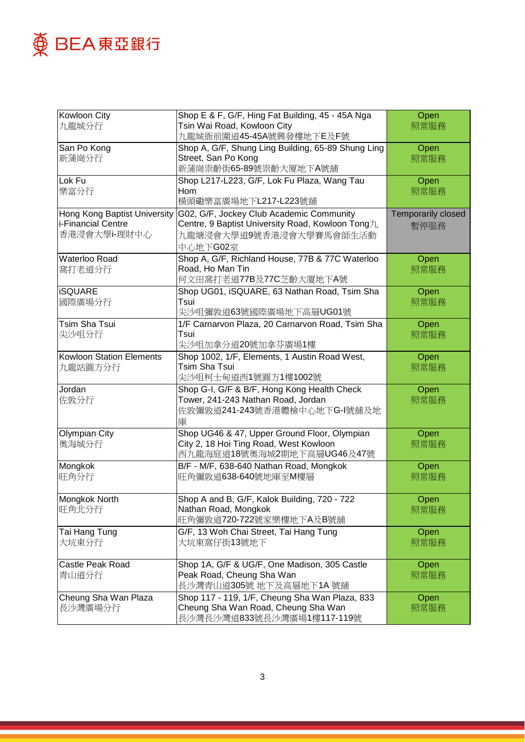| Kowloon City<br>九龍城分行 | Shop E & F, G/F, Hing Fat Building, 45 - 45A Nga Tsin Wai Road, Kowloon City<br>九龍城衙前圍道45-45A號興發樓地下E及F號 | Open<br>照常服務 |
|---|---|---|
| San Po Kong<br>新蒲崗分行 | Shop A, G/F, Shung Ling Building, 65-89 Shung Ling Street, San Po Kong<br>新蒲崗崇齡街65-89號崇齡大厦地下A號舖 | Open<br>照常服務 |
| Lok Fu<br>樂富分行 | Shop L217-L223, G/F, Lok Fu Plaza, Wang Tau Hom<br>橫頭磡樂富廣場地下L217-L223號舖 | Open<br>照常服務 |
| Hong Kong Baptist University i-Financial Centre<br>香港浸會大學i-理財中心 | G02, G/F, Jockey Club Academic Community Centre, 9 Baptist University Road, Kowloon Tong九龍塘浸會大學道9號香港浸會大學賽馬會師生活動中心地下G02室 | Temporarily closed<br>暫停服務 |
| Waterloo Road<br>窩打老道分行 | Shop A, G/F, Richland House, 77B & 77C Waterloo Road, Ho Man Tin<br>何文田窩打老道77B及77C芝齡大廈地下A號 | Open<br>照常服務 |
| iSQUARE<br>國際廣場分行 | Shop UG01, iSQUARE, 63 Nathan Road, Tsim Sha Tsui<br>尖沙咀彌敦道63號國際廣場地下高層UG01號 | Open<br>照常服務 |
| Tsim Sha Tsui<br>尖沙咀分行 | 1/F Carnarvon Plaza, 20 Carnarvon Road, Tsim Sha Tsui<br>尖沙咀加拿分道20號加拿芬廣場1樓 | Open<br>照常服務 |
| Kowloon Station Elements<br>九龍站圓方分行 | Shop 1002, 1/F, Elements, 1 Austin Road West, Tsim Sha Tsui<br>尖沙咀柯士甸道西1號圓方1樓1002號 | Open<br>照常服務 |
| Jordan<br>佐敦分行 | Shop G-I, G/F & B/F, Hong Kong Health Check Tower, 241-243 Nathan Road, Jordan<br>佐敦彌敦道241-243號香港體檢中心地下G-I號舖及地庫 | Open<br>照常服務 |
| Olympian City<br>奧海城分行 | Shop UG46 & 47, Upper Ground Floor, Olympian City 2, 18 Hoi Ting Road, West Kowloon<br>西九龍海庭道18號奧海城2期地下高層UG46及47號 | Open<br>照常服務 |
| Mongkok<br>旺角分行 | B/F - M/F, 638-640 Nathan Road, Mongkok<br>旺角彌敦道638-640號地庫至M樓層 | Open<br>照常服務 |
| Mongkok North<br>旺角北分行 | Shop A and B, G/F, Kalok Building, 720 - 722 Nathan Road, Mongkok<br>旺角彌敦道720-722號家樂樓地下A及B號舖 | Open<br>照常服務 |
| Tai Hang Tung<br>大坑東分行 | G/F, 13 Woh Chai Street, Tai Hang Tung<br>大坑東窩仔街13號地下 | Open<br>照常服務 |
| Castle Peak Road<br>青山道分行 | Shop 1A, G/F & UG/F, One Madison, 305 Castle Peak Road, Cheung Sha Wan<br>長沙灣青山道305號 地下及高層地下1A 號舖 | Open<br>照常服務 |
| Cheung Sha Wan Plaza<br>長沙灣廣場分行 | Shop 117 - 119, 1/F, Cheung Sha Wan Plaza, 833 Cheung Sha Wan Road, Cheung Sha Wan<br>長沙灣長沙灣道833號長沙灣廣場1樓117-119號 | Open<br>照常服務 |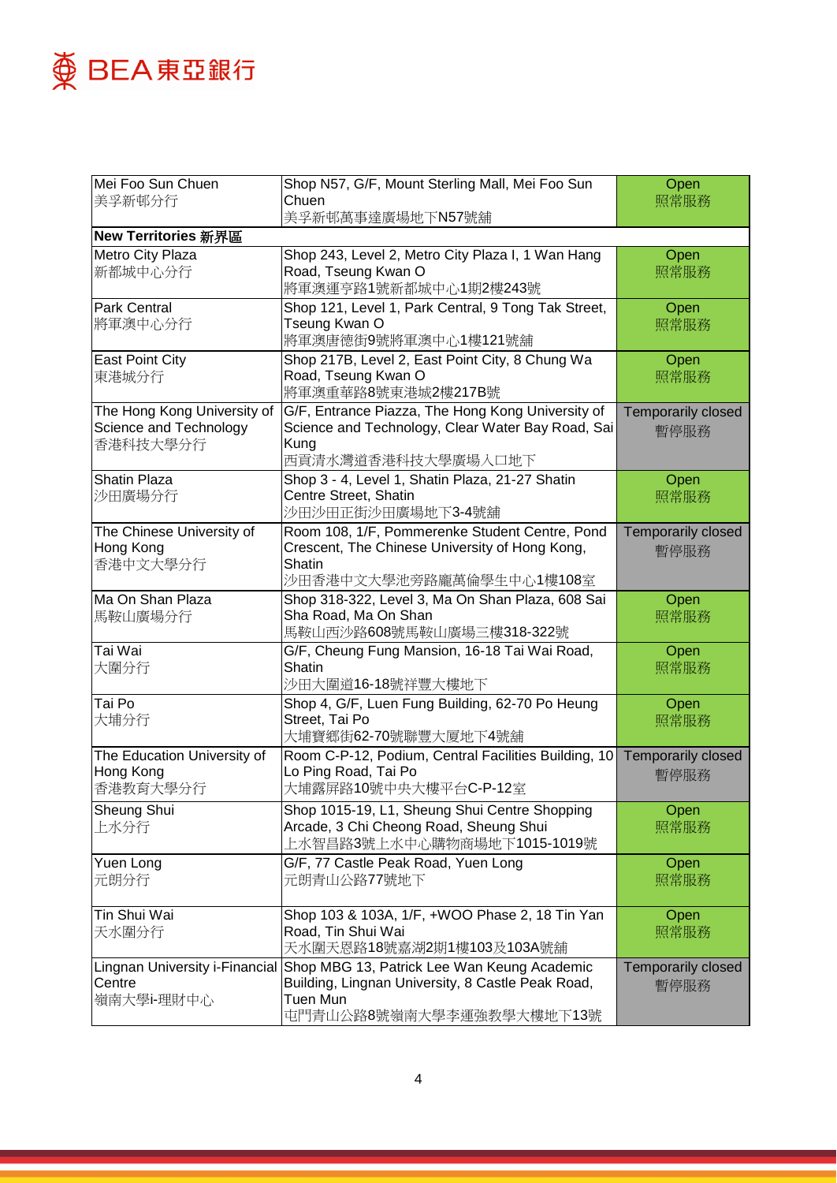| | | |
|---|---|---|
| Mei Foo Sun Chuen<br>美孚新邨分行 | Shop N57, G/F, Mount Sterling Mall, Mei Foo Sun Chuen<br>美孚新邨萬事達廣場地下N57號舖 | Open<br>照常服務 |
| **New Territories 新界區** | | |
| Metro City Plaza<br>新都城中心分行 | Shop 243, Level 2, Metro City Plaza I, 1 Wan Hang Road, Tseung Kwan O<br>將軍澳運亨路1號新都城中心1期2樓243號 | Open<br>照常服務 |
| Park Central<br>將軍澳中心分行 | Shop 121, Level 1, Park Central, 9 Tong Tak Street, Tseung Kwan O<br>將軍澳唐德街9號將軍澳中心1樓121號舖 | Open<br>照常服務 |
| East Point City<br>東港城分行 | Shop 217B, Level 2, East Point City, 8 Chung Wa Road, Tseung Kwan O<br>將軍澳重華路8號東港城2樓217B號 | Open<br>照常服務 |
| The Hong Kong University of Science and Technology<br>香港科技大學分行 | G/F, Entrance Piazza, The Hong Kong University of Science and Technology, Clear Water Bay Road, Sai Kung<br>西貢清水灣道香港科技大學廣場入口地下 | Temporarily closed<br>暫停服務 |
| Shatin Plaza<br>沙田廣場分行 | Shop 3 - 4, Level 1, Shatin Plaza, 21-27 Shatin Centre Street, Shatin<br>沙田沙田正街沙田廣場地下3-4號舖 | Open<br>照常服務 |
| The Chinese University of Hong Kong<br>香港中文大學分行 | Room 108, 1/F, Pommerenke Student Centre, Pond Crescent, The Chinese University of Hong Kong, Shatin<br>沙田香港中文大學池旁路龐萬倫學生中心1樓108室 | Temporarily closed<br>暫停服務 |
| Ma On Shan Plaza<br>馬鞍山廣場分行 | Shop 318-322, Level 3, Ma On Shan Plaza, 608 Sai Sha Road, Ma On Shan<br>馬鞍山西沙路608號馬鞍山廣場三樓318-322號 | Open<br>照常服務 |
| Tai Wai<br>大圍分行 | G/F, Cheung Fung Mansion, 16-18 Tai Wai Road, Shatin<br>沙田大圍道16-18號祥豐大樓地下 | Open<br>照常服務 |
| Tai Po<br>大埔分行 | Shop 4, G/F, Luen Fung Building, 62-70 Po Heung Street, Tai Po<br>大埔寶鄉街62-70號聯豐大厦地下4號舖 | Open<br>照常服務 |
| The Education University of Hong Kong<br>香港教育大學分行 | Room C-P-12, Podium, Central Facilities Building, 10 Lo Ping Road, Tai Po<br>大埔露屏路10號中央大樓平台C-P-12室 | Temporarily closed<br>暫停服務 |
| Sheung Shui<br>上水分行 | Shop 1015-19, L1, Sheung Shui Centre Shopping Arcade, 3 Chi Cheong Road, Sheung Shui<br>上水智昌路3號上水中心購物商場地下1015-1019號 | Open<br>照常服務 |
| Yuen Long<br>元朗分行 | G/F, 77 Castle Peak Road, Yuen Long<br>元朗青山公路77號地下 | Open<br>照常服務 |
| Tin Shui Wai<br>天水圍分行 | Shop 103 & 103A, 1/F, +WOO Phase 2, 18 Tin Yan Road, Tin Shui Wai<br>天水圍天恩路18號嘉湖2期1樓103及103A號舖 | Open<br>照常服務 |
| Lingnan University i-Financial Centre<br>嶺南大學i-理財中心 | Shop MBG 13, Patrick Lee Wan Keung Academic Building, Lingnan University, 8 Castle Peak Road, Tuen Mun<br>屯門青山公路8號嶺南大學李運強教學大樓地下13號 | Temporarily closed<br>暫停服務 |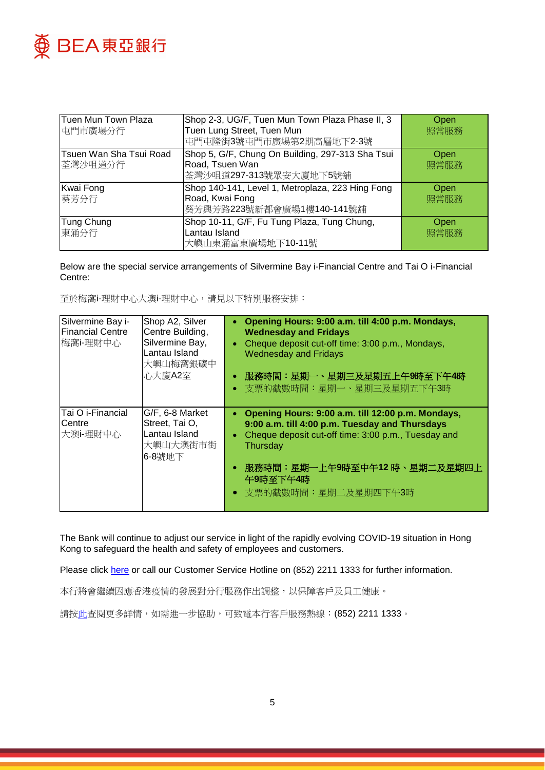| | | |
|---|---|---|
| Tuen Mun Town Plaza<br>屯門市廣場分行 | Shop 2-3, UG/F, Tuen Mun Town Plaza Phase II, 3 Tuen Lung Street, Tuen Mun<br>屯門屯隆街3號屯門市廣場第2期高層地下2-3號 | Open<br>照常服務 |
| Tsuen Wan Sha Tsui Road<br>荃灣沙咀道分行 | Shop 5, G/F, Chung On Building, 297-313 Sha Tsui Road, Tsuen Wan<br>荃灣沙咀道297-313號眾安大廈地下5號舖 | Open<br>照常服務 |
| Kwai Fong<br>葵芳分行 | Shop 140-141, Level 1, Metroplaza, 223 Hing Fong Road, Kwai Fong<br>葵芳興芳路223號新都會廣場1樓140-141號舖 | Open<br>照常服務 |
| Tung Chung<br>東涌分行 | Shop 10-11, G/F, Fu Tung Plaza, Tung Chung, Lantau Island<br>大嶼山東涌富東廣場地下10-11號 | Open<br>照常服務 |

Below are the special service arrangements of Silvermine Bay i-Financial Centre and Tai O i-Financial Centre:

至於梅窩i-理財中心大澳i-理財中心，請見以下特別服務安排：

| | | |
|---|---|---|
| Silvermine Bay i-Financial Centre<br>梅窩i-理財中心 | Shop A2, Silver Centre Building, Silvermine Bay, Lantau Island<br>大嶼山梅窩銀礦中心大廈A2室 | • **Opening Hours: 9:00 a.m. till 4:00 p.m. Mondays, Wednesday and Fridays**<br>• Cheque deposit cut-off time: 3:00 p.m., Mondays, Wednesday and Fridays<br>• **服務時間：星期一、星期三及星期五上午9時至下午4時**<br>• 支票的截數時間：星期一、星期三及星期五下午3時 |
| Tai O i-Financial Centre<br>大澳i-理財中心 | G/F, 6-8 Market Street, Tai O, Lantau Island<br>大嶼山大澳街市街6-8號地下 | • **Opening Hours: 9:00 a.m. till 12:00 p.m. Mondays, 9:00 a.m. till 4:00 p.m. Tuesday and Thursdays**<br>• Cheque deposit cut-off time: 3:00 p.m., Tuesday and Thursday<br>• **服務時間：星期一上午9時至中午12 時、星期二及星期四上午9時至下午4時**<br>• 支票的截數時間：星期二及星期四下午3時 |

The Bank will continue to adjust our service in light of the rapidly evolving COVID-19 situation in Hong Kong to safeguard the health and safety of employees and customers.

Please click here or call our Customer Service Hotline on (852) 2211 1333 for further information.

本行將會繼續因應香港疫情的發展對分行服務作出調整，以保障客戶及員工健康。

請按此查閱更多詳情，如需進一步協助，可致電本行客戶服務熱線：(852) 2211 1333。